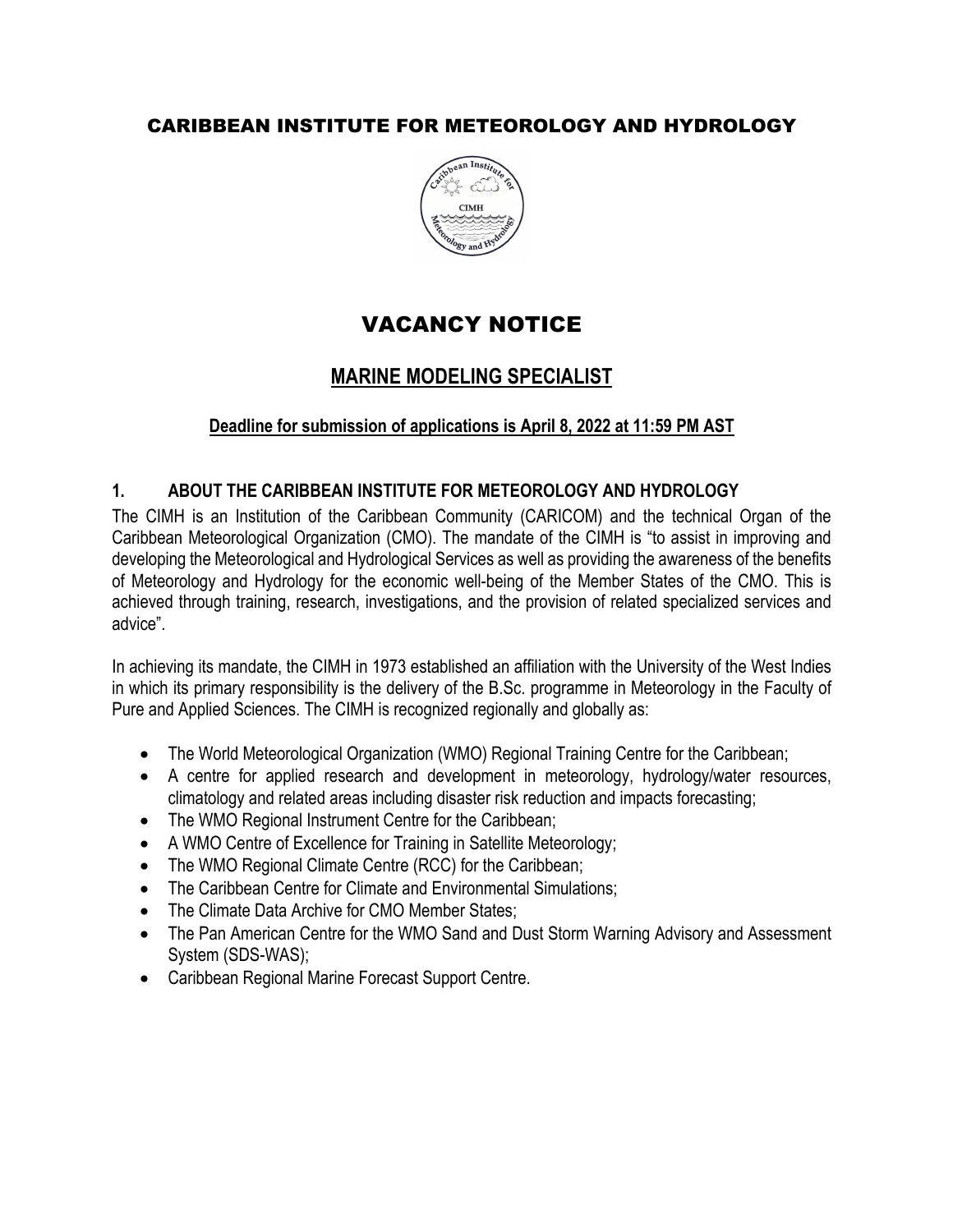# CARIBBEAN INSTITUTE FOR METEOROLOGY AND HYDROLOGY

# VACANCY NOTICE

## MARINE MODELING SPECIALIST

**Deadline for submission of applications is April 8, 2022 at 11:59 PM AST**

### 1. ABOUT THE CARIBBEAN INSTITUTE FOR METEOROLOGY AND HYDROLOGY

The CIMH is an Institution of the Caribbean Community (CARICOM) and the technical Organ of the Caribbean Meteorological Organization (CMO). The mandate of the CIMH is "to assist in improving and developing the Meteorological and Hydrological Services as well as providing the awareness of the benefits of Meteorology and Hydrology for the economic well-being of the Member States of the CMO. This is achieved through training, research, investigations, and the provision of related specialized services and advice".

In achieving its mandate, the CIMH in 1973 established an affiliation with the University of the West Indies in which its primary responsibility is the delivery of the B.Sc. programme in Meteorology in the Faculty of Pure and Applied Sciences. The CIMH is recognized regionally and globally as:

- The World Meteorological Organization (WMO) Regional Training Centre for the Caribbean;
- A centre for applied research and development in meteorology, hydrology/water resources, climatology and related areas including disaster risk reduction and impacts forecasting;
- The WMO Regional Instrument Centre for the Caribbean;
- A WMO Centre of Excellence for Training in Satellite Meteorology;
- The WMO Regional Climate Centre (RCC) for the Caribbean;
- The Caribbean Centre for Climate and Environmental Simulations;
- The Climate Data Archive for CMO Member States;
- The Pan American Centre for the WMO Sand and Dust Storm Warning Advisory and Assessment System (SDS-WAS);
- Caribbean Regional Marine Forecast Support Centre.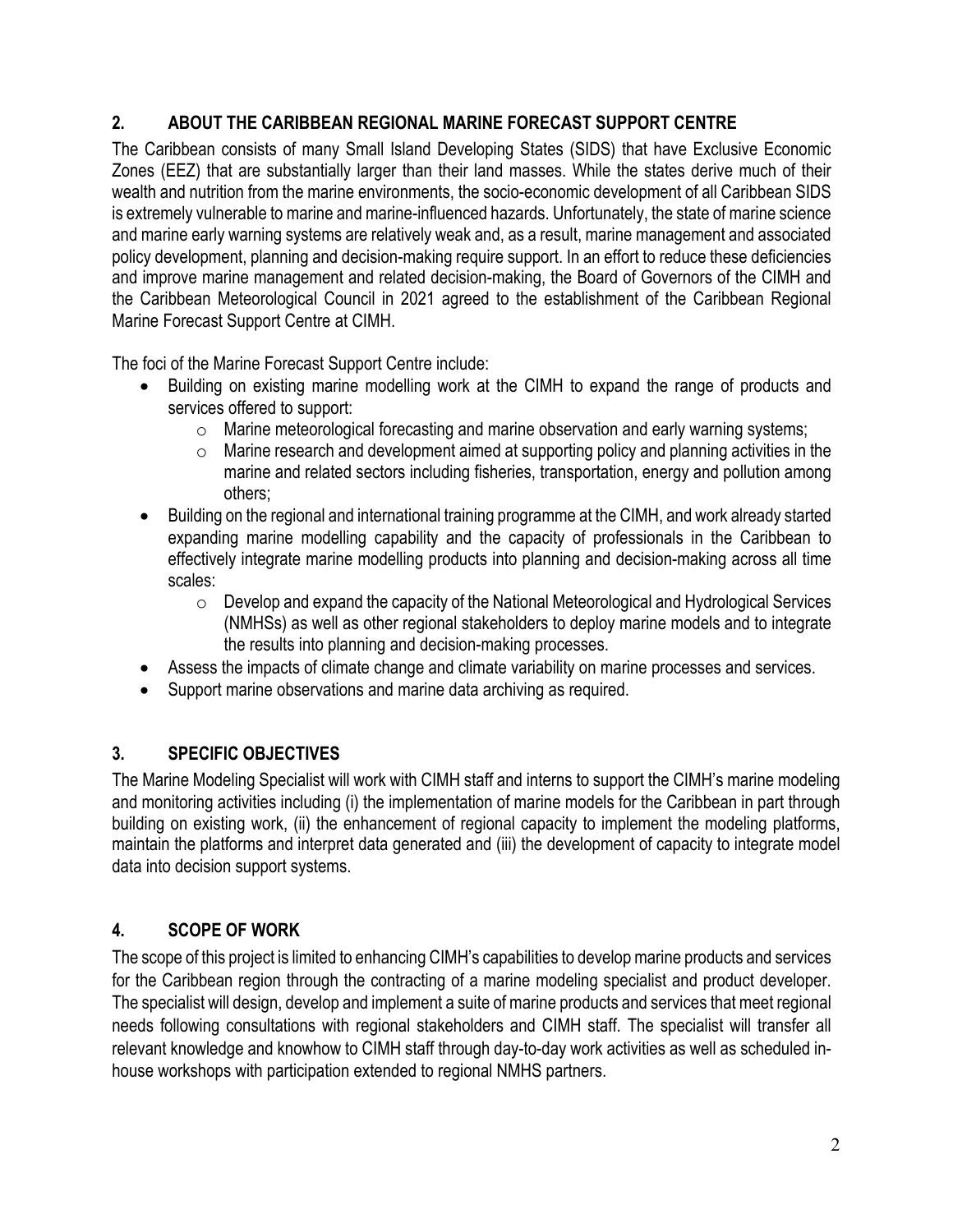## 2. ABOUT THE CARIBBEAN REGIONAL MARINE FORECAST SUPPORT CENTRE

The Caribbean consists of many Small Island Developing States (SIDS) that have Exclusive Economic Zones (EEZ) that are substantially larger than their land masses. While the states derive much of their wealth and nutrition from the marine environments, the socio-economic development of all Caribbean SIDS is extremely vulnerable to marine and marine-influenced hazards. Unfortunately, the state of marine science and marine early warning systems are relatively weak and, as a result, marine management and associated policy development, planning and decision-making require support. In an effort to reduce these deficiencies and improve marine management and related decision-making, the Board of Governors of the CIMH and the Caribbean Meteorological Council in 2021 agreed to the establishment of the Caribbean Regional Marine Forecast Support Centre at CIMH.

The foci of the Marine Forecast Support Centre include:

- Building on existing marine modelling work at the CIMH to expand the range of products and services offered to support:
  - Marine meteorological forecasting and marine observation and early warning systems;
  - Marine research and development aimed at supporting policy and planning activities in the marine and related sectors including fisheries, transportation, energy and pollution among others;
- Building on the regional and international training programme at the CIMH, and work already started expanding marine modelling capability and the capacity of professionals in the Caribbean to effectively integrate marine modelling products into planning and decision-making across all time scales:
  - Develop and expand the capacity of the National Meteorological and Hydrological Services (NMHSs) as well as other regional stakeholders to deploy marine models and to integrate the results into planning and decision-making processes.
- Assess the impacts of climate change and climate variability on marine processes and services.
- Support marine observations and marine data archiving as required.

## 3. SPECIFIC OBJECTIVES

The Marine Modeling Specialist will work with CIMH staff and interns to support the CIMH's marine modeling and monitoring activities including (i) the implementation of marine models for the Caribbean in part through building on existing work, (ii) the enhancement of regional capacity to implement the modeling platforms, maintain the platforms and interpret data generated and (iii) the development of capacity to integrate model data into decision support systems.

## 4. SCOPE OF WORK

The scope of this project is limited to enhancing CIMH's capabilities to develop marine products and services for the Caribbean region through the contracting of a marine modeling specialist and product developer. The specialist will design, develop and implement a suite of marine products and services that meet regional needs following consultations with regional stakeholders and CIMH staff. The specialist will transfer all relevant knowledge and knowhow to CIMH staff through day-to-day work activities as well as scheduled in-house workshops with participation extended to regional NMHS partners.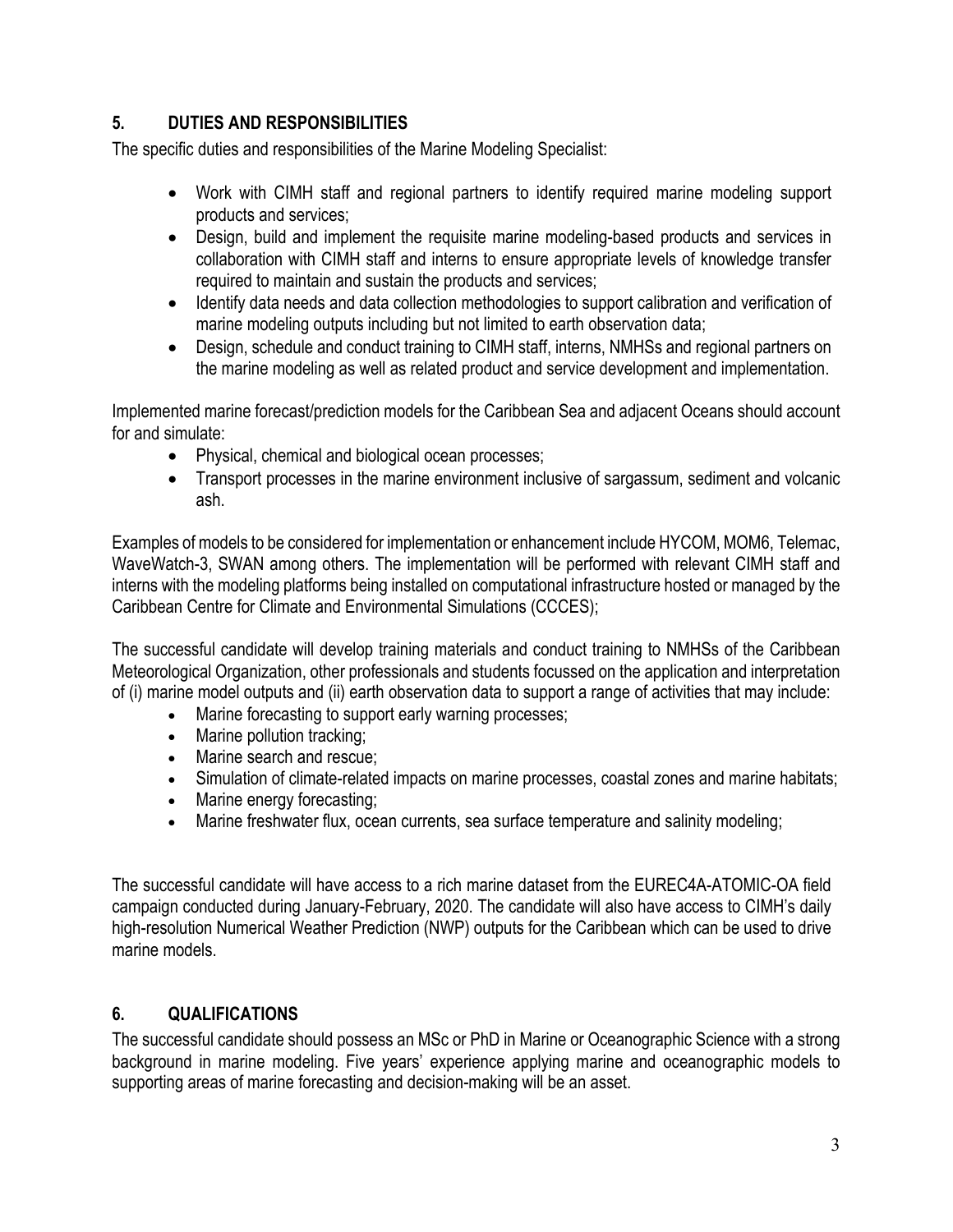## 5. DUTIES AND RESPONSIBILITIES

The specific duties and responsibilities of the Marine Modeling Specialist:

- Work with CIMH staff and regional partners to identify required marine modeling support products and services;
- Design, build and implement the requisite marine modeling-based products and services in collaboration with CIMH staff and interns to ensure appropriate levels of knowledge transfer required to maintain and sustain the products and services;
- Identify data needs and data collection methodologies to support calibration and verification of marine modeling outputs including but not limited to earth observation data;
- Design, schedule and conduct training to CIMH staff, interns, NMHSs and regional partners on the marine modeling as well as related product and service development and implementation.

Implemented marine forecast/prediction models for the Caribbean Sea and adjacent Oceans should account for and simulate:

- Physical, chemical and biological ocean processes;
- Transport processes in the marine environment inclusive of sargassum, sediment and volcanic ash.

Examples of models to be considered for implementation or enhancement include HYCOM, MOM6, Telemac, WaveWatch-3, SWAN among others. The implementation will be performed with relevant CIMH staff and interns with the modeling platforms being installed on computational infrastructure hosted or managed by the Caribbean Centre for Climate and Environmental Simulations (CCCES);

The successful candidate will develop training materials and conduct training to NMHSs of the Caribbean Meteorological Organization, other professionals and students focussed on the application and interpretation of (i) marine model outputs and (ii) earth observation data to support a range of activities that may include:

- Marine forecasting to support early warning processes;
- Marine pollution tracking;
- Marine search and rescue;
- Simulation of climate-related impacts on marine processes, coastal zones and marine habitats;
- Marine energy forecasting;
- Marine freshwater flux, ocean currents, sea surface temperature and salinity modeling;

The successful candidate will have access to a rich marine dataset from the EUREC4A-ATOMIC-OA field campaign conducted during January-February, 2020. The candidate will also have access to CIMH's daily high-resolution Numerical Weather Prediction (NWP) outputs for the Caribbean which can be used to drive marine models.

## 6. QUALIFICATIONS

The successful candidate should possess an MSc or PhD in Marine or Oceanographic Science with a strong background in marine modeling. Five years' experience applying marine and oceanographic models to supporting areas of marine forecasting and decision-making will be an asset.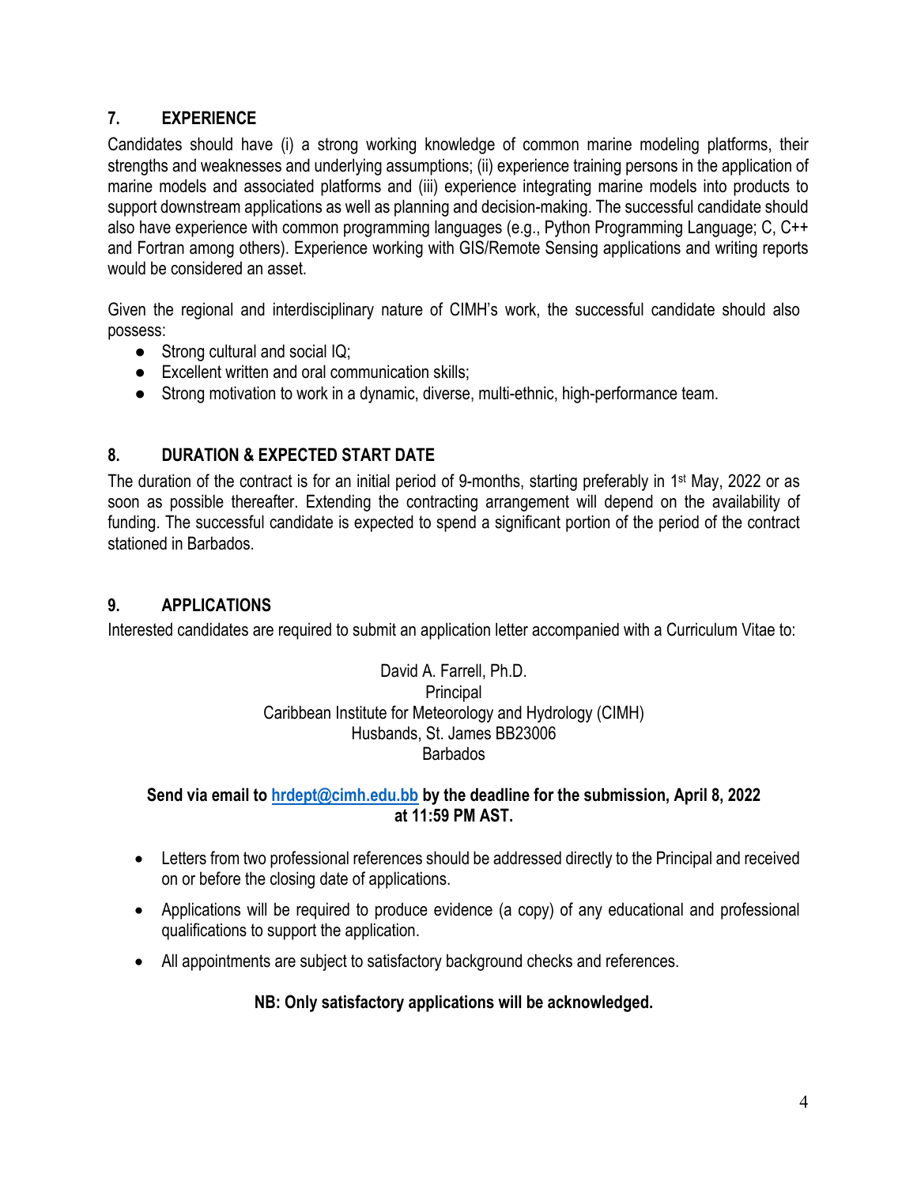## 7. EXPERIENCE

Candidates should have (i) a strong working knowledge of common marine modeling platforms, their strengths and weaknesses and underlying assumptions; (ii) experience training persons in the application of marine models and associated platforms and (iii) experience integrating marine models into products to support downstream applications as well as planning and decision-making. The successful candidate should also have experience with common programming languages (e.g., Python Programming Language; C, C++ and Fortran among others). Experience working with GIS/Remote Sensing applications and writing reports would be considered an asset.

Given the regional and interdisciplinary nature of CIMH's work, the successful candidate should also possess:

- Strong cultural and social IQ;
- Excellent written and oral communication skills;
- Strong motivation to work in a dynamic, diverse, multi-ethnic, high-performance team.

## 8. DURATION & EXPECTED START DATE

The duration of the contract is for an initial period of 9-months, starting preferably in 1st May, 2022 or as soon as possible thereafter. Extending the contracting arrangement will depend on the availability of funding. The successful candidate is expected to spend a significant portion of the period of the contract stationed in Barbados.

## 9. APPLICATIONS

Interested candidates are required to submit an application letter accompanied with a Curriculum Vitae to:

David A. Farrell, Ph.D.
Principal
Caribbean Institute for Meteorology and Hydrology (CIMH)
Husbands, St. James BB23006
Barbados

**Send via email to hrdept@cimh.edu.bb by the deadline for the submission, April 8, 2022 at 11:59 PM AST.**

- Letters from two professional references should be addressed directly to the Principal and received on or before the closing date of applications.
- Applications will be required to produce evidence (a copy) of any educational and professional qualifications to support the application.
- All appointments are subject to satisfactory background checks and references.

**NB: Only satisfactory applications will be acknowledged.**